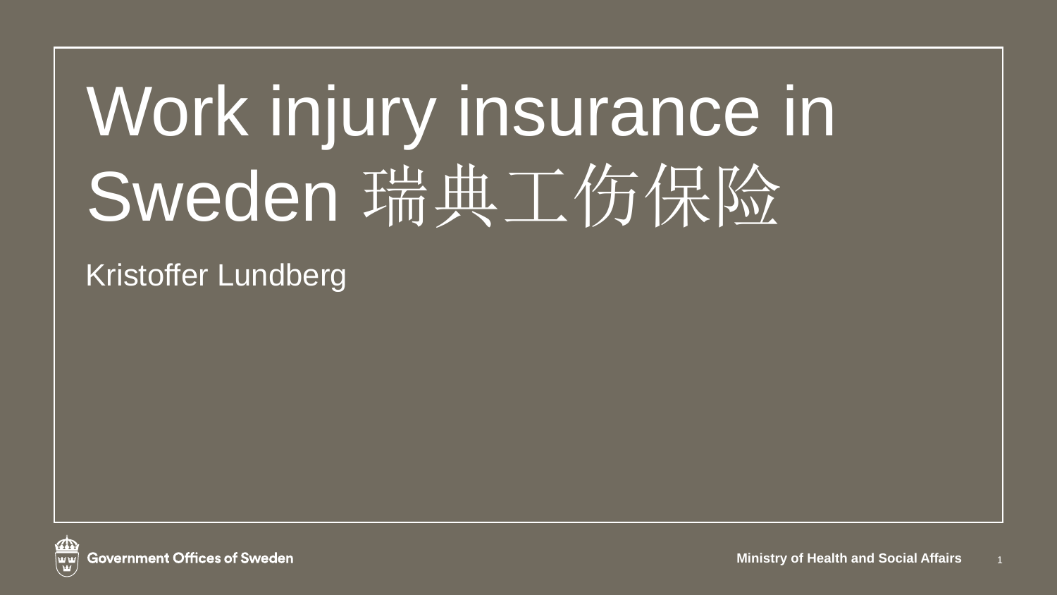# Work injury insurance in Sweden 瑞典工伤保险

Kristoffer Lundberg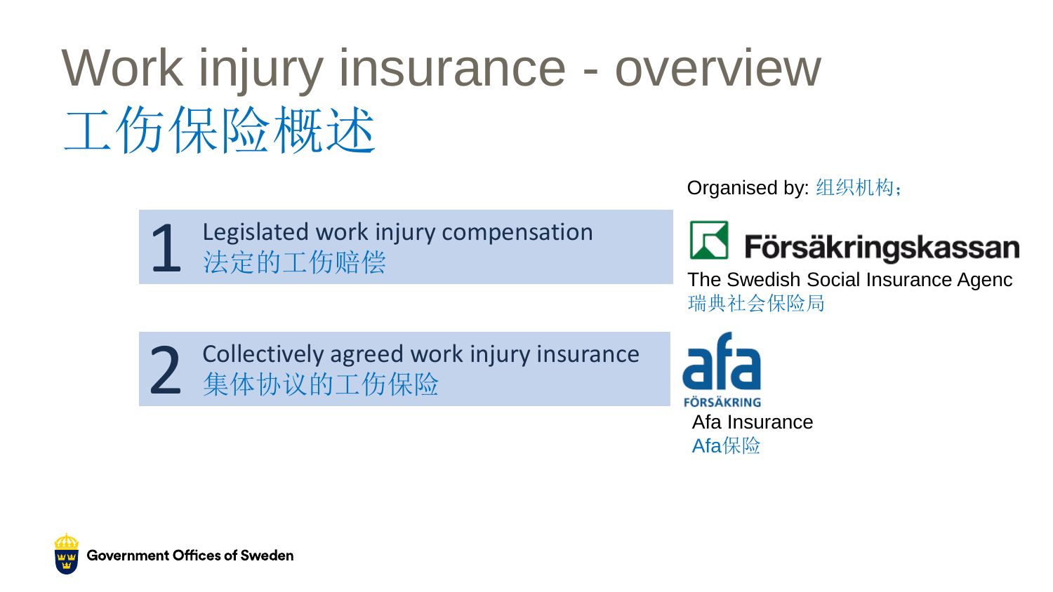# Work injury insurance - overview
# 工伤保险概述

1 Legislated work injury compensation
法定的工伤赔偿

2 Collectively agreed work injury insurance
集体协议的工伤保险

Organised by: 组织机构；

**Försäkringskassan**

The Swedish Social Insurance Agenc
瑞典社会保险局

**afa**
FÖRSÄKRING

Afa Insurance
Afa保险

Government Offices of Sweden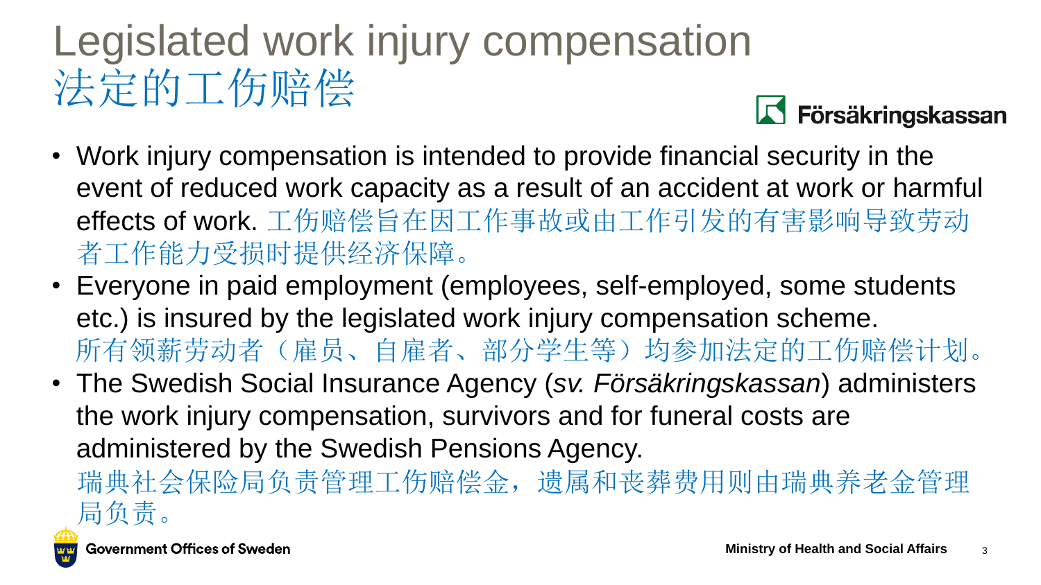# Legislated work injury compensation
# 法定的工伤赔偿

Försäkringskassan

- Work injury compensation is intended to provide financial security in the event of reduced work capacity as a result of an accident at work or harmful effects of work. 工伤赔偿旨在因工作事故或由工作引发的有害影响导致劳动者工作能力受损时提供经济保障。
- Everyone in paid employment (employees, self-employed, some students etc.) is insured by the legislated work injury compensation scheme. 所有领薪劳动者（雇员、自雇者、部分学生等）均参加法定的工伤赔偿计划。
- The Swedish Social Insurance Agency (*sv. Försäkringskassan*) administers the work injury compensation, survivors and for funeral costs are administered by the Swedish Pensions Agency. 瑞典社会保险局负责管理工伤赔偿金，遗属和丧葬费用则由瑞典养老金管理局负责。

Government Offices of Sweden

Ministry of Health and Social Affairs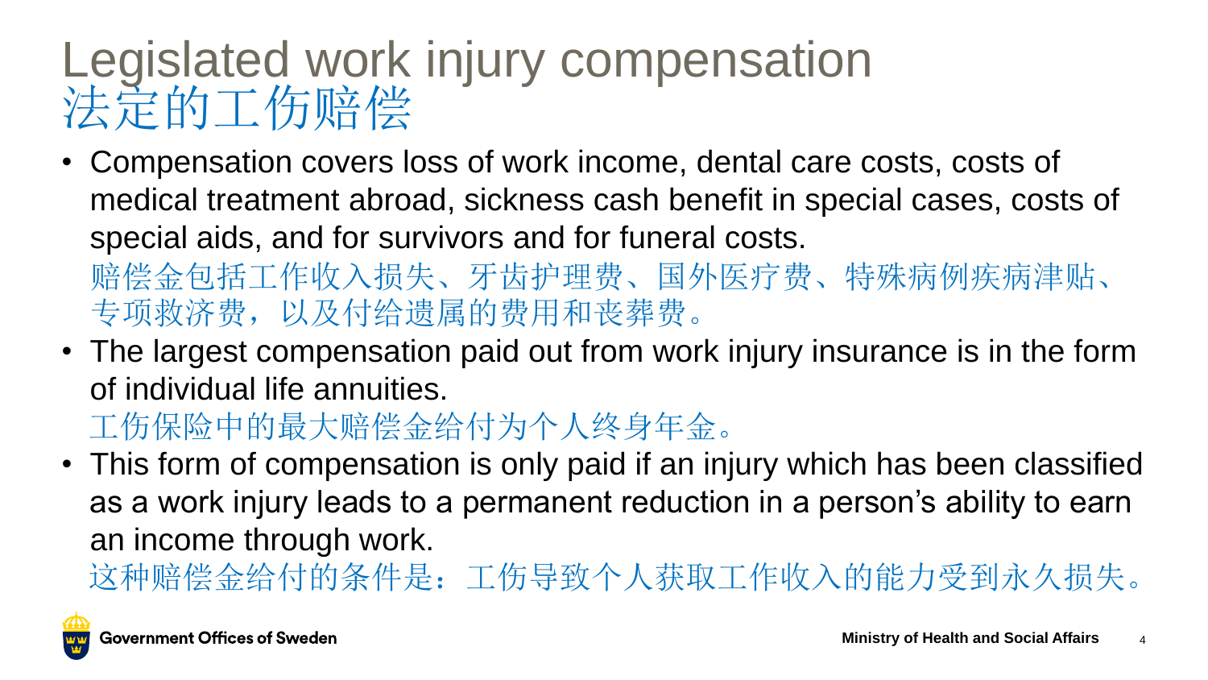# Legislated work injury compensation
# 法定的工伤赔偿

- Compensation covers loss of work income, dental care costs, costs of medical treatment abroad, sickness cash benefit in special cases, costs of special aids, and for survivors and for funeral costs.
  赔偿金包括工作收入损失、牙齿护理费、国外医疗费、特殊病例疾病津贴、专项救济费，以及付给遗属的费用和丧葬费。
- The largest compensation paid out from work injury insurance is in the form of individual life annuities.
  工伤保险中的最大赔偿金给付为个人终身年金。
- This form of compensation is only paid if an injury which has been classified as a work injury leads to a permanent reduction in a person's ability to earn an income through work.
  这种赔偿金给付的条件是：工伤导致个人获取工作收入的能力受到永久损失。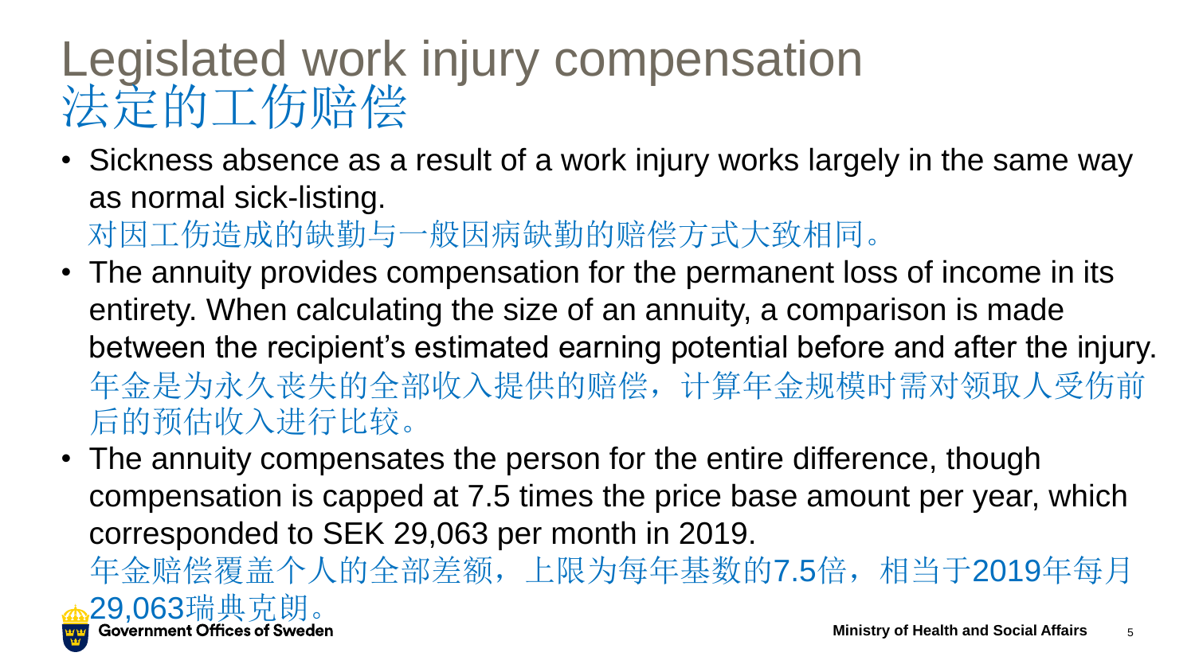# Legislated work injury compensation
# 法定的工伤赔偿

- Sickness absence as a result of a work injury works largely in the same way as normal sick-listing.
  对因工伤造成的缺勤与一般因病缺勤的赔偿方式大致相同。
- The annuity provides compensation for the permanent loss of income in its entirety. When calculating the size of an annuity, a comparison is made between the recipient's estimated earning potential before and after the injury.
  年金是为永久丧失的全部收入提供的赔偿，计算年金规模时需对领取人受伤前后的预估收入进行比较。
- The annuity compensates the person for the entire difference, though compensation is capped at 7.5 times the price base amount per year, which corresponded to SEK 29,063 per month in 2019.
  年金赔偿覆盖个人的全部差额，上限为每年基数的7.5倍，相当于2019年每月29,063瑞典克朗。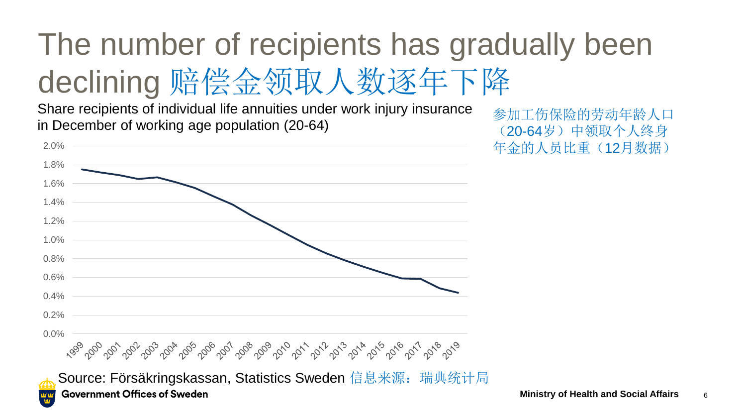# The number of recipients has gradually been declining 赔偿金领取人数逐年下降

Share recipients of individual life annuities under work injury insurance in December of working age population (20-64)

参加工伤保险的劳动年龄人口（20-64岁）中领取个人终身年金的人员比重（12月数据）

Source: Försäkringskassan, Statistics Sweden 信息来源：瑞典统计局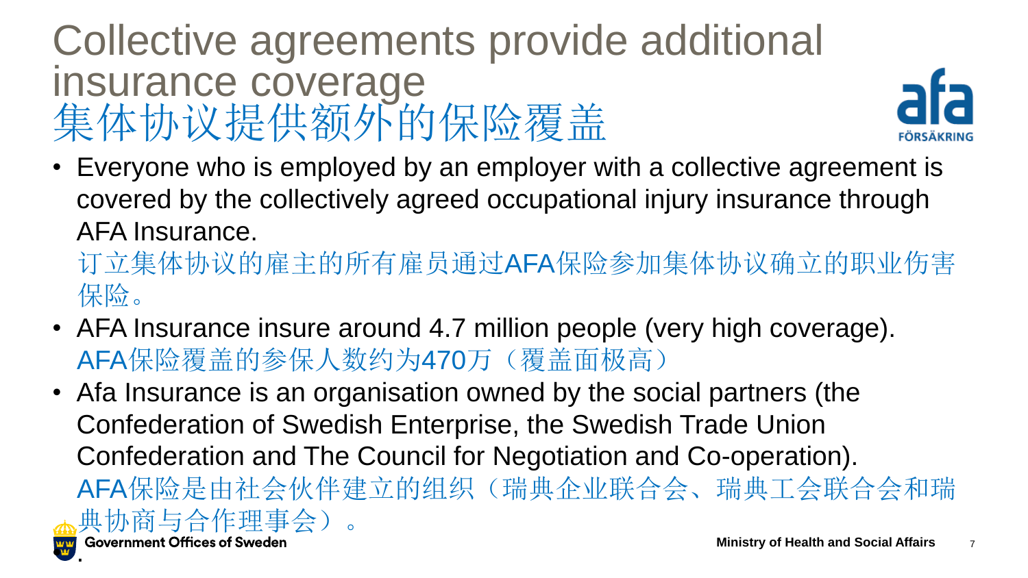# Collective agreements provide additional insurance coverage 集体协议提供额外的保险覆盖

- Everyone who is employed by an employer with a collective agreement is covered by the collectively agreed occupational injury insurance through AFA Insurance.
  订立集体协议的雇主的所有雇员通过AFA保险参加集体协议确立的职业伤害保险。
- AFA Insurance insure around 4.7 million people (very high coverage).
  AFA保险覆盖的参保人数约为470万（覆盖面极高）
- Afa Insurance is an organisation owned by the social partners (the Confederation of Swedish Enterprise, the Swedish Trade Union Confederation and The Council for Negotiation and Co-operation).
  AFA保险是由社会伙伴建立的组织（瑞典企业联合会、瑞典工会联合会和瑞典协商与合作理事会）。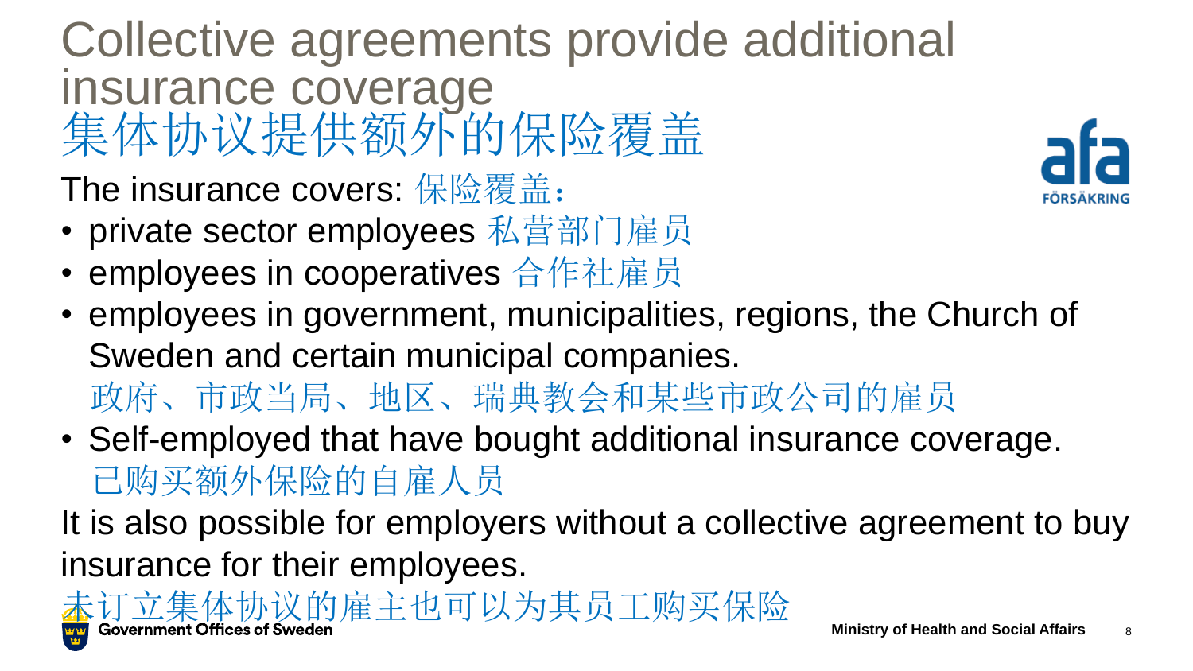# Collective agreements provide additional insurance coverage
# 集体协议提供额外的保险覆盖

The insurance covers: 保险覆盖：

- private sector employees 私营部门雇员
- employees in cooperatives 合作社雇员
- employees in government, municipalities, regions, the Church of Sweden and certain municipal companies.
  政府、市政当局、地区、瑞典教会和某些市政公司的雇员
- Self-employed that have bought additional insurance coverage.
  已购买额外保险的自雇人员

It is also possible for employers without a collective agreement to buy insurance for their employees.

未订立集体协议的雇主也可以为其员工购买保险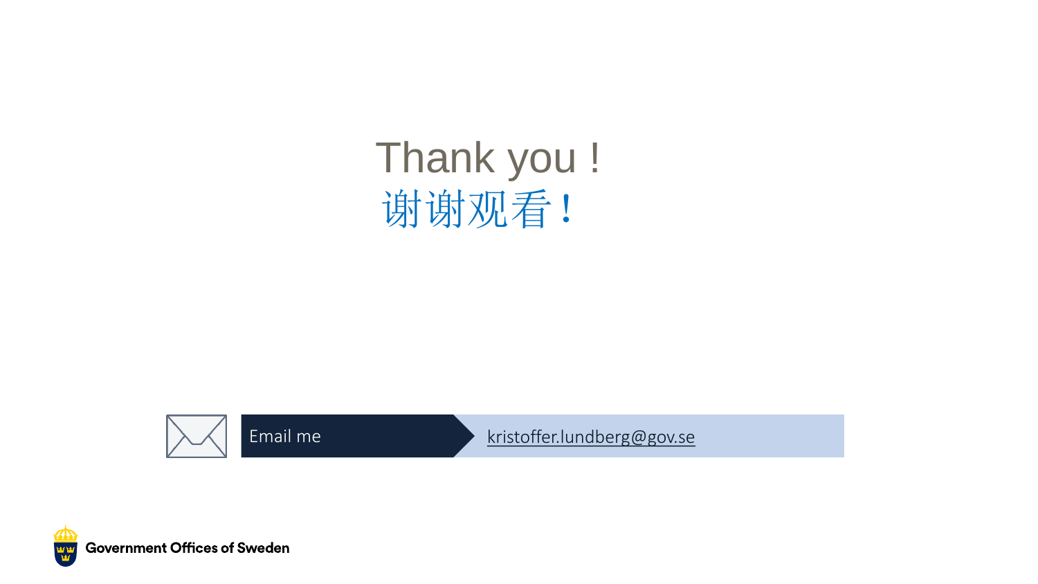# Thank you !

# 谢谢观看！

Email me kristoffer.lundberg@gov.se

Government Offices of Sweden